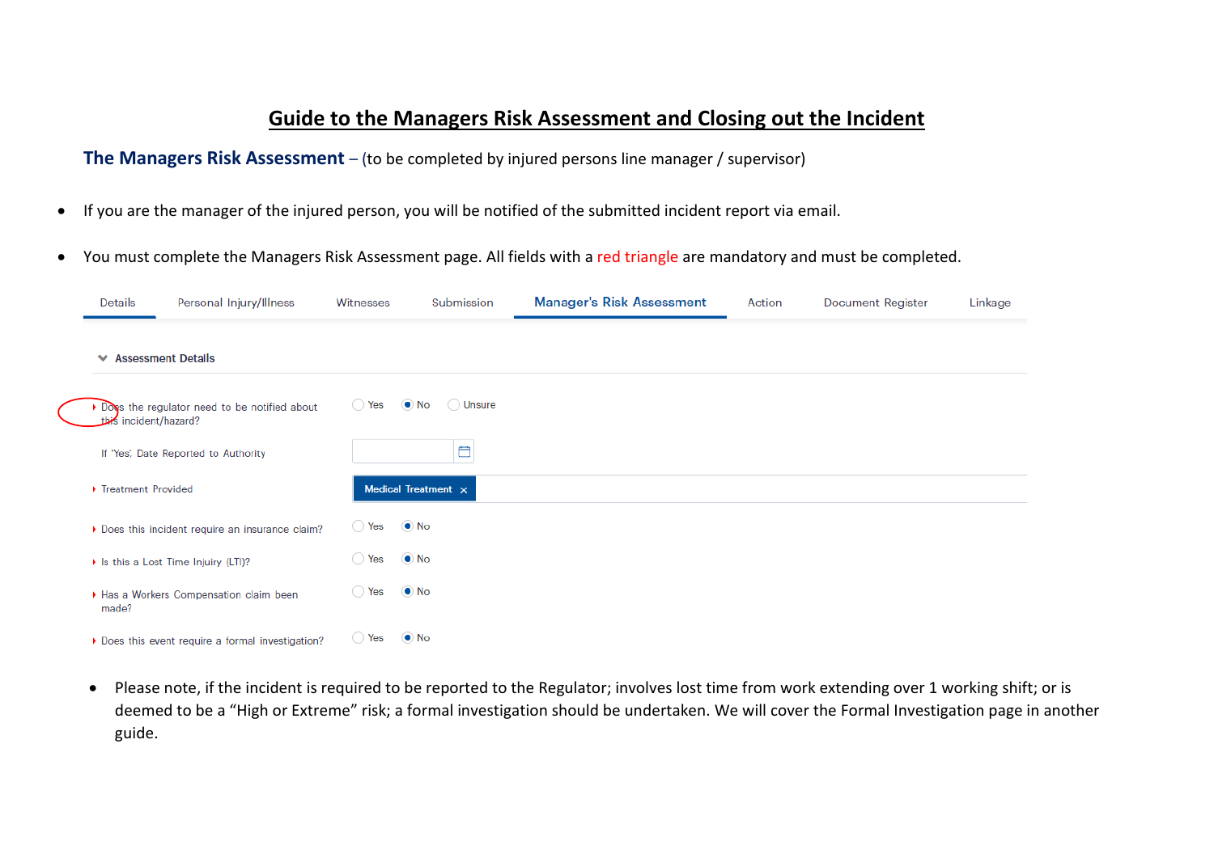# Guide to the Managers Risk Assessment and Closing out the Incident

**The Managers Risk Assessment** – (to be completed by injured persons line manager / supervisor)

- If you are the manager of the injured person, you will be notified of the submitted incident report via email.
- You must complete the Managers Risk Assessment page. All fields with a red triangle are mandatory and must be completed.

Details | Personal Injury/Illness | Witnesses | Submission | **Manager's Risk Assessment** | Action | Document Register | Linkage

**Assessment Details**

| Field | Response |
| --- | --- |
| Does the regulator need to be notified about this incident/hazard? | Yes / **No** (selected) / Unsure |
| If 'Yes', Date Reported to Authority | |
| Treatment Provided | Medical Treatment × |
| Does this incident require an insurance claim? | Yes / **No** (selected) |
| Is this a Lost Time Injury (LTI)? | Yes / **No** (selected) |
| Has a Workers Compensation claim been made? | Yes / **No** (selected) |
| Does this event require a formal investigation? | Yes / **No** (selected) |

- Please note, if the incident is required to be reported to the Regulator; involves lost time from work extending over 1 working shift; or is deemed to be a "High or Extreme" risk; a formal investigation should be undertaken. We will cover the Formal Investigation page in another guide.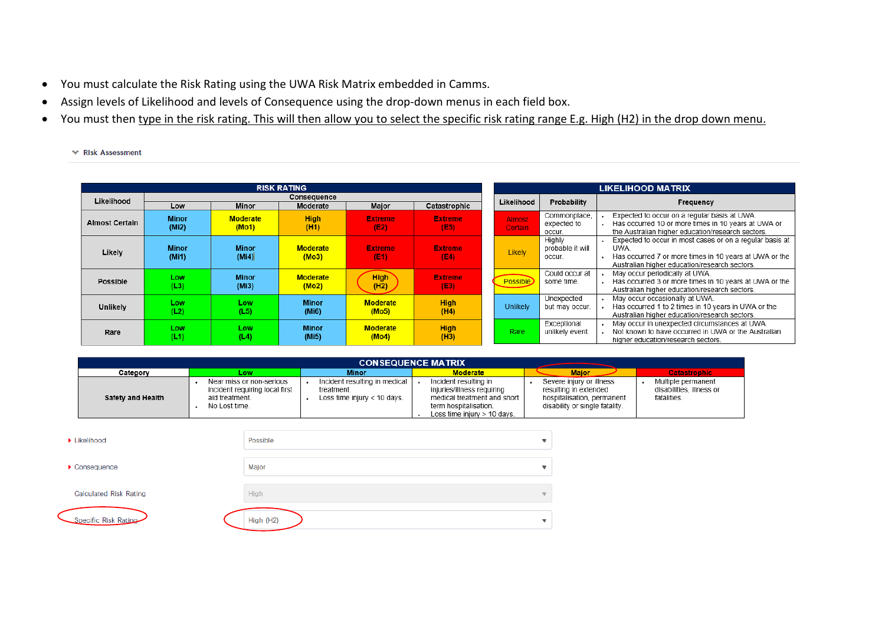- You must calculate the Risk Rating using the UWA Risk Matrix embedded in Camms.
- Assign levels of Likelihood and levels of Consequence using the drop-down menus in each field box.
- You must then type in the risk rating. This will then allow you to select the specific risk rating range E.g. High (H2) in the drop down menu.

Risk Assessment

**RISK RATING**

| Likelihood | Consequence: Low | Minor | Moderate | Major | Catastrophic |
|---|---|---|---|---|---|
| Almost Certain | Minor (Mi2) | Moderate (Mo1) | High (H1) | Extreme (E2) | Extreme (E5) |
| Likely | Minor (Mi1) | Minor (Mi4) | Moderate (Mo3) | Extreme (E1) | Extreme (E4) |
| Possible | Low (L3) | Minor (Mi3) | Moderate (Mo2) | High (H2) | Extreme (E3) |
| Unlikely | Low (L2) | Low (L5) | Minor (Mi6) | Moderate (Mo5) | High (H4) |
| Rare | Low (L1) | Low (L4) | Minor (Mi5) | Moderate (Mo4) | High (H3) |

**LIKELIHOOD MATRIX**

| Likelihood | Probability | Frequency |
|---|---|---|
| Almost Certain | Commonplace, expected to occur. | • Expected to occur on a regular basis at UWA. • Has occurred 10 or more times in 10 years at UWA or the Australian higher education/research sectors. |
| Likely | Highly probable it will occur. | • Expected to occur in most cases or on a regular basis at UWA. • Has occurred 7 or more times in 10 years at UWA or the Australian higher education/research sectors. |
| Possible | Could occur at some time. | • May occur periodically at UWA. • Has occurred 3 or more times in 10 years at UWA or the Australian higher education/research sectors. |
| Unlikely | Unexpected but may occur. | • May occur occasionally at UWA. • Has occurred 1 to 2 times in 10 years in UWA or the Australian higher education/research sectors. |
| Rare | Exceptional unlikely event. | • May occur in unexpected circumstances at UWA. • Not known to have occurred in UWA or the Australian higher education/research sectors. |

**CONSEQUENCE MATRIX**

| Category | Low | Minor | Moderate | Major | Catastrophic |
|---|---|---|---|---|---|
| Safety and Health | • Near miss or non-serious incident requiring local first aid treatment. • No Lost time. | • Incident resulting in medical treatment. • Loss time injury < 10 days. | • Incident resulting in injuries/illness requiring medical treatment and short term hospitalisation. • Loss time injury > 10 days. | • Severe injury or illness resulting in extended hospitalisation, permanent disability or single fatality. | • Multiple permanent disabilities, illness or fatalities. |

| Field | Value |
|---|---|
| Likelihood | Possible |
| Consequence | Major |
| Calculated Risk Rating | High |
| Specific Risk Rating | High (H2) |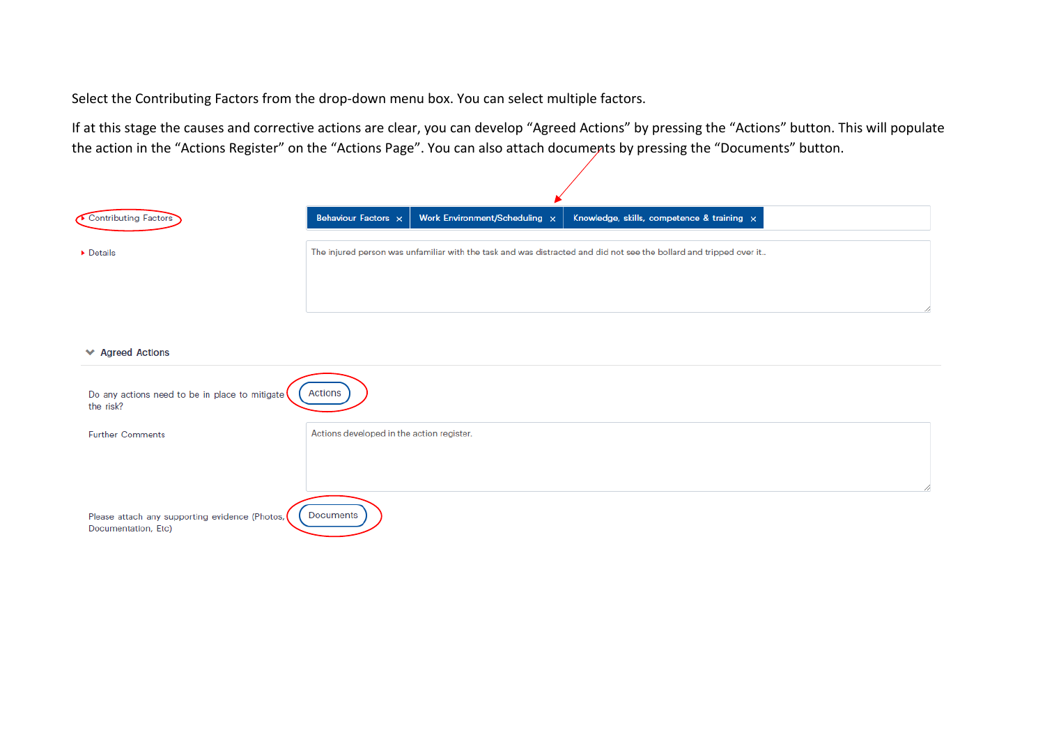Select the Contributing Factors from the drop-down menu box. You can select multiple factors.

If at this stage the causes and corrective actions are clear, you can develop “Agreed Actions” by pressing the “Actions” button. This will populate the action in the “Actions Register” on the “Actions Page”. You can also attach documents by pressing the “Documents” button.

Contributing Factors: Behaviour Factors × | Work Environment/Scheduling × | Knowledge, skills, competence & training ×

Details: The injured person was unfamiliar with the task and was distracted and did not see the bollard and tripped over it..

**Agreed Actions**

Do any actions need to be in place to mitigate the risk? [Actions]

Further Comments: Actions developed in the action register.

Please attach any supporting evidence (Photos, Documentation, Etc) [Documents]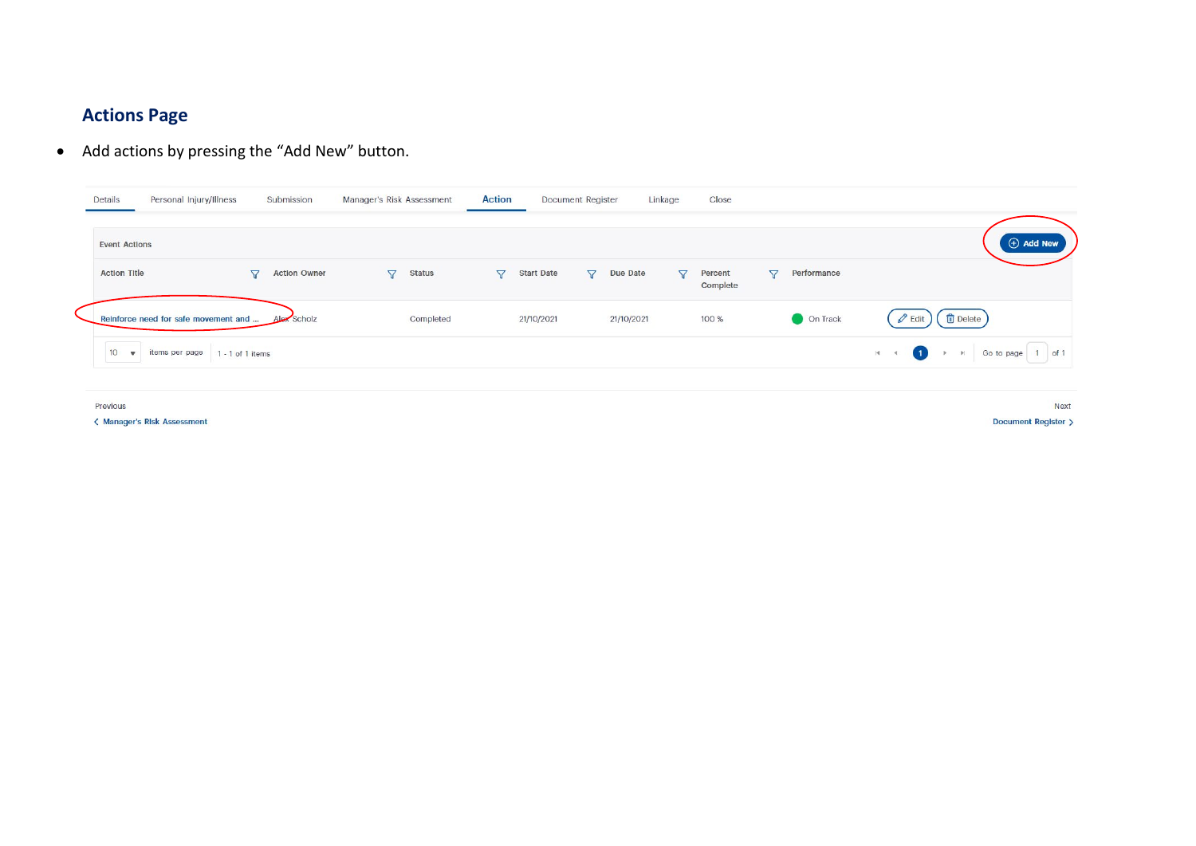## Actions Page

- Add actions by pressing the "Add New" button.

Details | Personal Injury/Illness | Submission | Manager's Risk Assessment | Action | Document Register | Linkage | Close

Event Actions

Add New

| Action Title | Action Owner | Status | Start Date | Due Date | Percent Complete | Performance | |
|---|---|---|---|---|---|---|---|
| Reinforce need for safe movement and ... | Alex Scholz | Completed | 21/10/2021 | 21/10/2021 | 100 % | On Track | Edit Delete |

10 items per page 1 - 1 of 1 items Go to page 1 of 1

Previous
< Manager's Risk Assessment

Next
Document Register >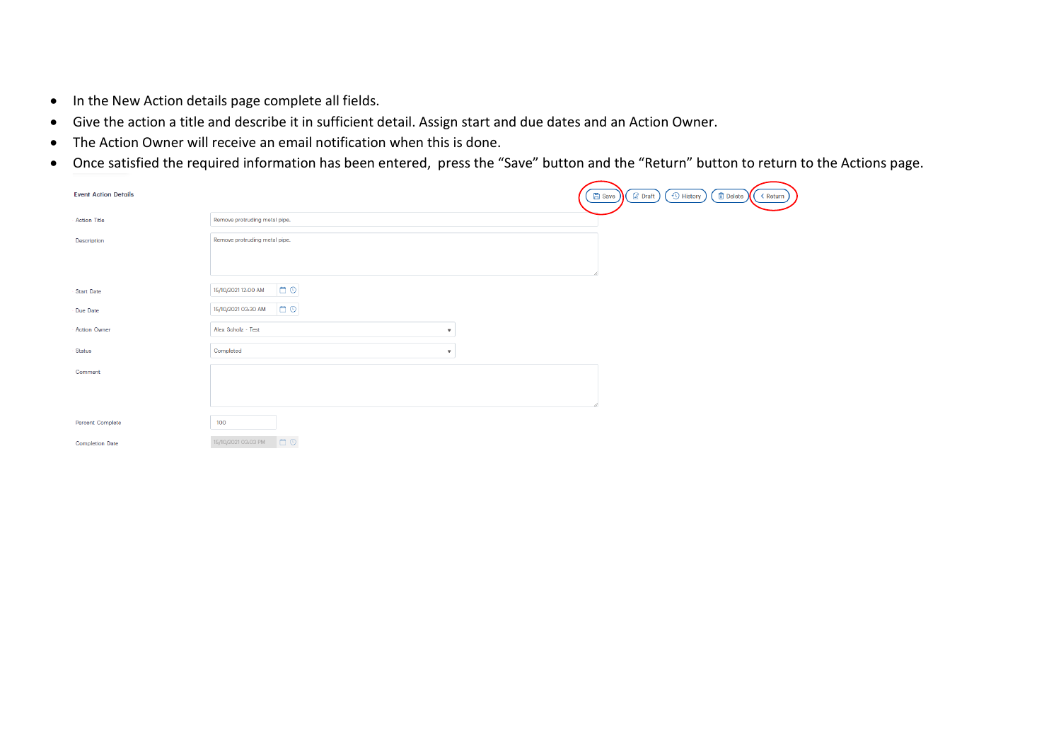- In the New Action details page complete all fields.
- Give the action a title and describe it in sufficient detail. Assign start and due dates and an Action Owner.
- The Action Owner will receive an email notification when this is done.
- Once satisfied the required information has been entered, press the "Save" button and the "Return" button to return to the Actions page.

**Event Action Details**

Save | Draft | History | Delete | < Return

| Field | Value |
| --- | --- |
| Action Title | Remove protruding metal pipe. |
| Description | Remove protruding metal pipe. |
| Start Date | 15/10/2021 12:00 AM |
| Due Date | 15/10/2021 03:30 AM |
| Action Owner | Alex Scholz - Test |
| Status | Completed |
| Comment | |
| Percent Complete | 100 |
| Completion Date | 15/10/2021 03:03 PM |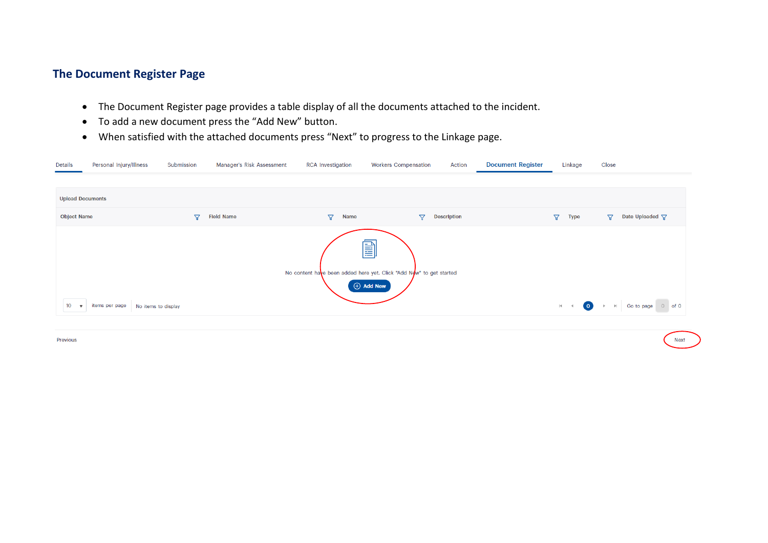## The Document Register Page

- The Document Register page provides a table display of all the documents attached to the incident.
- To add a new document press the “Add New” button.
- When satisfied with the attached documents press “Next” to progress to the Linkage page.

Details | Personal Injury/Illness | Submission | Manager's Risk Assessment | RCA Investigation | Workers Compensation | Action | Document Register | Linkage | Close

Upload Documents

| Object Name | Field Name | Name | Description | Type | Date Uploaded |
|---|---|---|---|---|---|

No content have been added here yet. Click "Add New" to get started

Add New

10 items per page | No items to display

0

Go to page 0 of 0

Previous

Next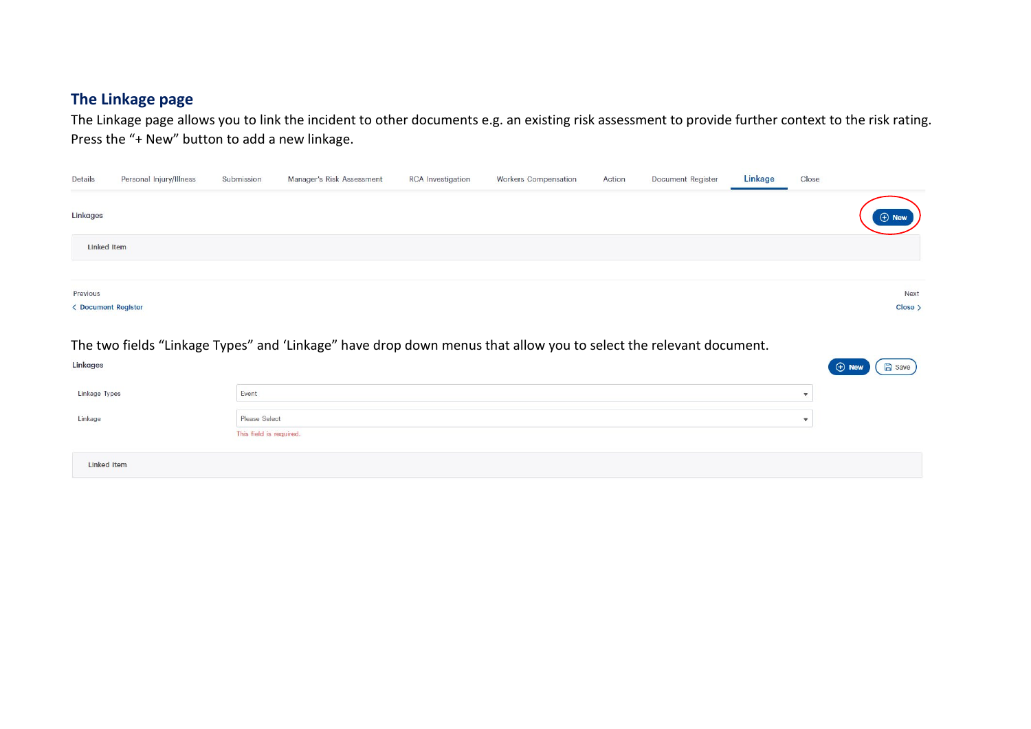## The Linkage page

The Linkage page allows you to link the incident to other documents e.g. an existing risk assessment to provide further context to the risk rating. Press the "+ New" button to add a new linkage.

Details | Personal Injury/Illness | Submission | Manager's Risk Assessment | RCA Investigation | Workers Compensation | Action | Document Register | Linkage | Close

Linkages

New

Linked Item

Previous
< Document Register

Next
Close >

The two fields "Linkage Types" and 'Linkage" have drop down menus that allow you to select the relevant document.

Linkages

New | Save

Linkage Types: Event

Linkage: Please Select

This field is required.

Linked Item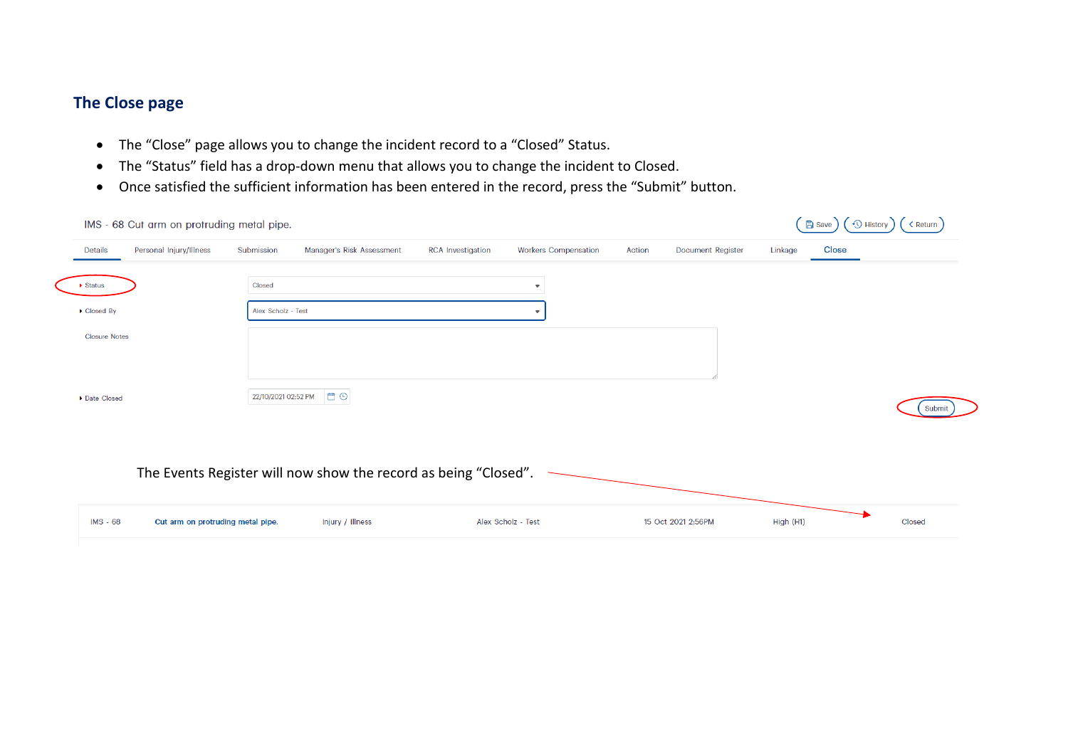## The Close page

- The "Close" page allows you to change the incident record to a "Closed" Status.
- The "Status" field has a drop-down menu that allows you to change the incident to Closed.
- Once satisfied the sufficient information has been entered in the record, press the "Submit" button.

IMS - 68 Cut arm on protruding metal pipe.

Save | History | Return

Details | Personal Injury/Illness | Submission | Manager's Risk Assessment | RCA Investigation | Workers Compensation | Action | Document Register | Linkage | Close

Status: Closed

Closed By: Alex Scholz - Test

Closure Notes

Date Closed: 22/10/2021 02:52 PM

Submit

The Events Register will now show the record as being "Closed".

| | | | | | | |
|---|---|---|---|---|---|---|
| IMS - 68 | Cut arm on protruding metal pipe. | Injury / Illness | Alex Scholz - Test | 15 Oct 2021 2:56PM | High (H1) | Closed |